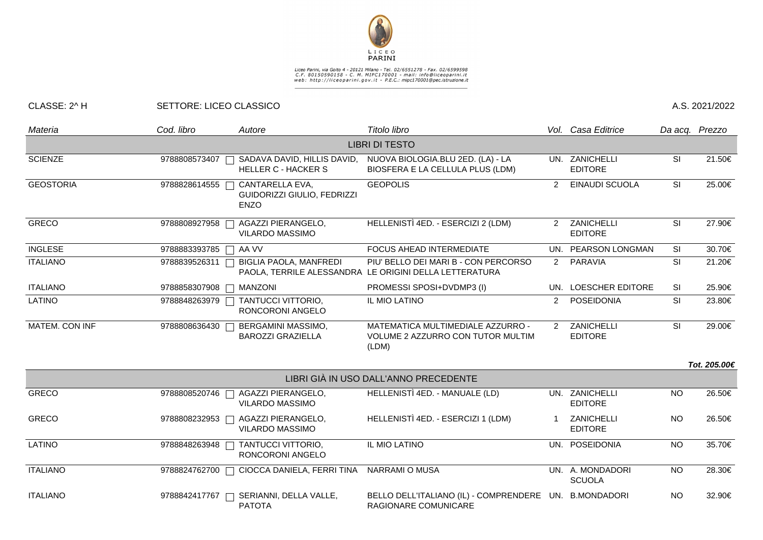LICEO PARINI

Liceo Parini, via Goito 4 - 20121 Milano - Tel. 02/6551278 - Fax. 02/6599598
C.F. 80150590158 - C. M. MIPC170001 - mail: info@liceoparini.it
web: http://liceoparini.gov.it - P.E.C.: mipc170001@pec.istruzione.it

CLASSE: 2^ H SETTORE: LICEO CLASSICO A.S. 2021/2022

| Materia | Cod. libro | Autore | Titolo libro | Vol. | Casa Editrice | Da acq. | Prezzo |
|---|---|---|---|---|---|---|---|
| **LIBRI DI TESTO** | | | | | | | |
| SCIENZE | 9788808573407 | SADAVA DAVID, HILLIS DAVID, HELLER C - HACKER S | NUOVA BIOLOGIA.BLU 2ED. (LA) - LA BIOSFERA E LA CELLULA PLUS (LDM) | UN. | ZANICHELLI EDITORE | SI | 21.50€ |
| GEOSTORIA | 9788828614555 | CANTARELLA EVA, GUIDORIZZI GIULIO, FEDRIZZI ENZO | GEOPOLIS | 2 | EINAUDI SCUOLA | SI | 25.00€ |
| GRECO | 9788808927958 | AGAZZI PIERANGELO, VILARDO MASSIMO | HELLENISTÌ 4ED. - ESERCIZI 2 (LDM) | 2 | ZANICHELLI EDITORE | SI | 27.90€ |
| INGLESE | 9788883393785 | AA VV | FOCUS AHEAD INTERMEDIATE | UN. | PEARSON LONGMAN | SI | 30.70€ |
| ITALIANO | 9788839526311 | BIGLIA PAOLA, MANFREDI PAOLA, TERRILE ALESSANDRA | PIU' BELLO DEI MARI B - CON PERCORSO LE ORIGINI DELLA LETTERATURA | 2 | PARAVIA | SI | 21.20€ |
| ITALIANO | 9788858307908 | MANZONI | PROMESSI SPOSI+DVDMP3 (I) | UN. | LOESCHER EDITORE | SI | 25.90€ |
| LATINO | 9788848263979 | TANTUCCI VITTORIO, RONCORONI ANGELO | IL MIO LATINO | 2 | POSEIDONIA | SI | 23.80€ |
| MATEM. CON INF | 9788808636430 | BERGAMINI MASSIMO, BAROZZI GRAZIELLA | MATEMATICA MULTIMEDIALE AZZURRO - VOLUME 2 AZZURRO CON TUTOR MULTIM (LDM) | 2 | ZANICHELLI EDITORE | SI | 29.00€ |
| | | | | | | | ***Tot. 205.00€*** |
| **LIBRI GIÀ IN USO DALL'ANNO PRECEDENTE** | | | | | | | |
| GRECO | 9788808520746 | AGAZZI PIERANGELO, VILARDO MASSIMO | HELLENISTÌ 4ED. - MANUALE (LD) | UN. | ZANICHELLI EDITORE | NO | 26.50€ |
| GRECO | 9788808232953 | AGAZZI PIERANGELO, VILARDO MASSIMO | HELLENISTÌ 4ED. - ESERCIZI 1 (LDM) | 1 | ZANICHELLI EDITORE | NO | 26.50€ |
| LATINO | 9788848263948 | TANTUCCI VITTORIO, RONCORONI ANGELO | IL MIO LATINO | UN. | POSEIDONIA | NO | 35.70€ |
| ITALIANO | 9788824762700 | CIOCCA DANIELA, FERRI TINA | NARRAMI O MUSA | UN. | A. MONDADORI SCUOLA | NO | 28.30€ |
| ITALIANO | 9788842417767 | SERIANNI, DELLA VALLE, PATOTA | BELLO DELL'ITALIANO (IL) - COMPRENDERE RAGIONARE COMUNICARE | UN. | B.MONDADORI | NO | 32.90€ |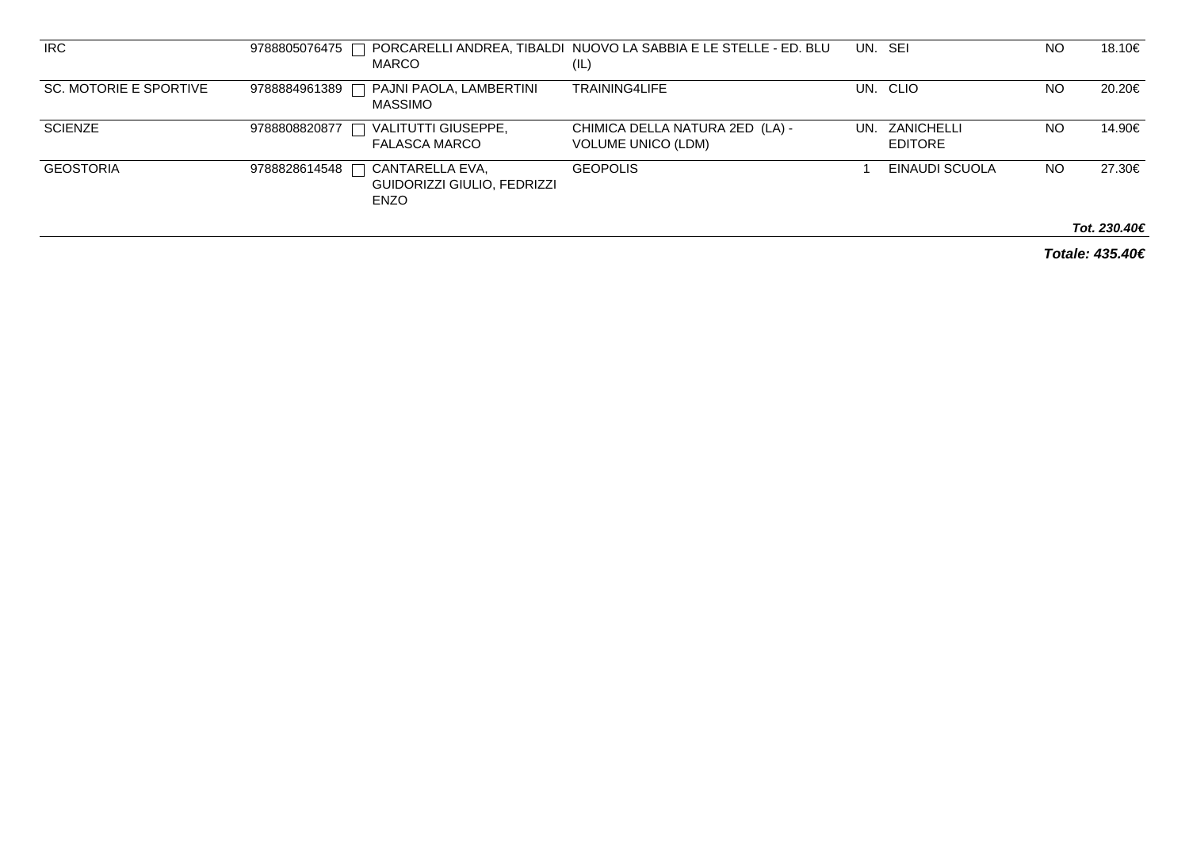| | | | | | | | | |
|---|---|---|---|---|---|---|---|---|
| IRC | 9788805076475 | ☐ | PORCARELLI ANDREA, TIBALDI MARCO | NUOVO LA SABBIA E LE STELLE - ED. BLU (IL) | UN. | SEI | NO | 18.10€ |
| SC. MOTORIE E SPORTIVE | 9788884961389 | ☐ | PAJNI PAOLA, LAMBERTINI MASSIMO | TRAINING4LIFE | UN. | CLIO | NO | 20.20€ |
| SCIENZE | 9788808820877 | ☐ | VALITUTTI GIUSEPPE, FALASCA MARCO | CHIMICA DELLA NATURA 2ED (LA) - VOLUME UNICO (LDM) | UN. | ZANICHELLI EDITORE | NO | 14.90€ |
| GEOSTORIA | 9788828614548 | ☐ | CANTARELLA EVA, GUIDORIZZI GIULIO, FEDRIZZI ENZO | GEOPOLIS | 1 | EINAUDI SCUOLA | NO | 27.30€ |
| | | | | | | | | ***Tot. 230.40€*** |

***Totale: 435.40€***